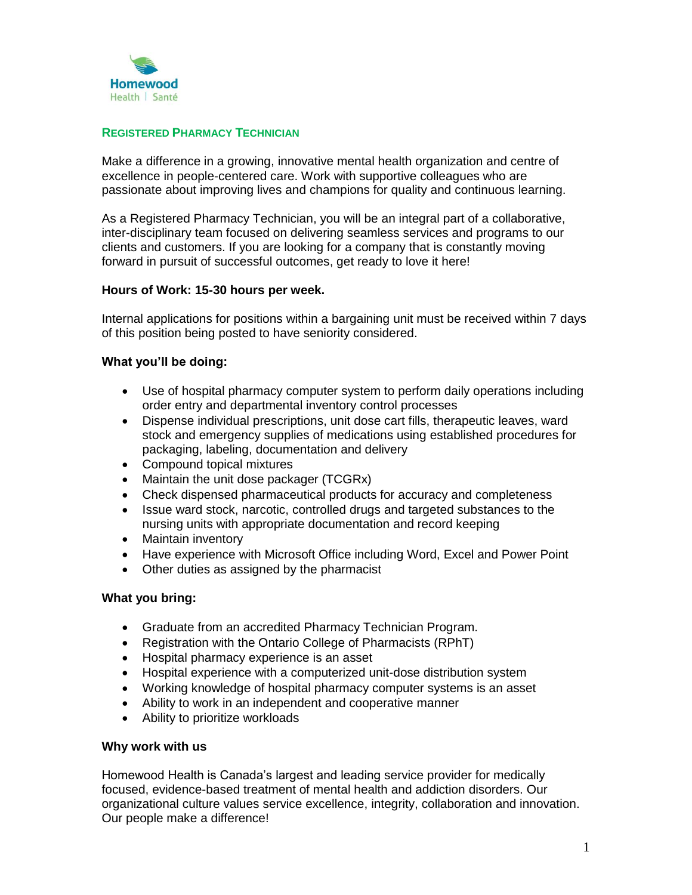Homewood
Health | Santé

## Registered Pharmacy Technician

Make a difference in a growing, innovative mental health organization and centre of excellence in people-centered care. Work with supportive colleagues who are passionate about improving lives and champions for quality and continuous learning.

As a Registered Pharmacy Technician, you will be an integral part of a collaborative, inter-disciplinary team focused on delivering seamless services and programs to our clients and customers. If you are looking for a company that is constantly moving forward in pursuit of successful outcomes, get ready to love it here!

**Hours of Work: 15-30 hours per week.**

Internal applications for positions within a bargaining unit must be received within 7 days of this position being posted to have seniority considered.

**What you'll be doing:**

- Use of hospital pharmacy computer system to perform daily operations including order entry and departmental inventory control processes
- Dispense individual prescriptions, unit dose cart fills, therapeutic leaves, ward stock and emergency supplies of medications using established procedures for packaging, labeling, documentation and delivery
- Compound topical mixtures
- Maintain the unit dose packager (TCGRx)
- Check dispensed pharmaceutical products for accuracy and completeness
- Issue ward stock, narcotic, controlled drugs and targeted substances to the nursing units with appropriate documentation and record keeping
- Maintain inventory
- Have experience with Microsoft Office including Word, Excel and Power Point
- Other duties as assigned by the pharmacist

**What you bring:**

- Graduate from an accredited Pharmacy Technician Program.
- Registration with the Ontario College of Pharmacists (RPhT)
- Hospital pharmacy experience is an asset
- Hospital experience with a computerized unit-dose distribution system
- Working knowledge of hospital pharmacy computer systems is an asset
- Ability to work in an independent and cooperative manner
- Ability to prioritize workloads

**Why work with us**

Homewood Health is Canada's largest and leading service provider for medically focused, evidence-based treatment of mental health and addiction disorders. Our organizational culture values service excellence, integrity, collaboration and innovation. Our people make a difference!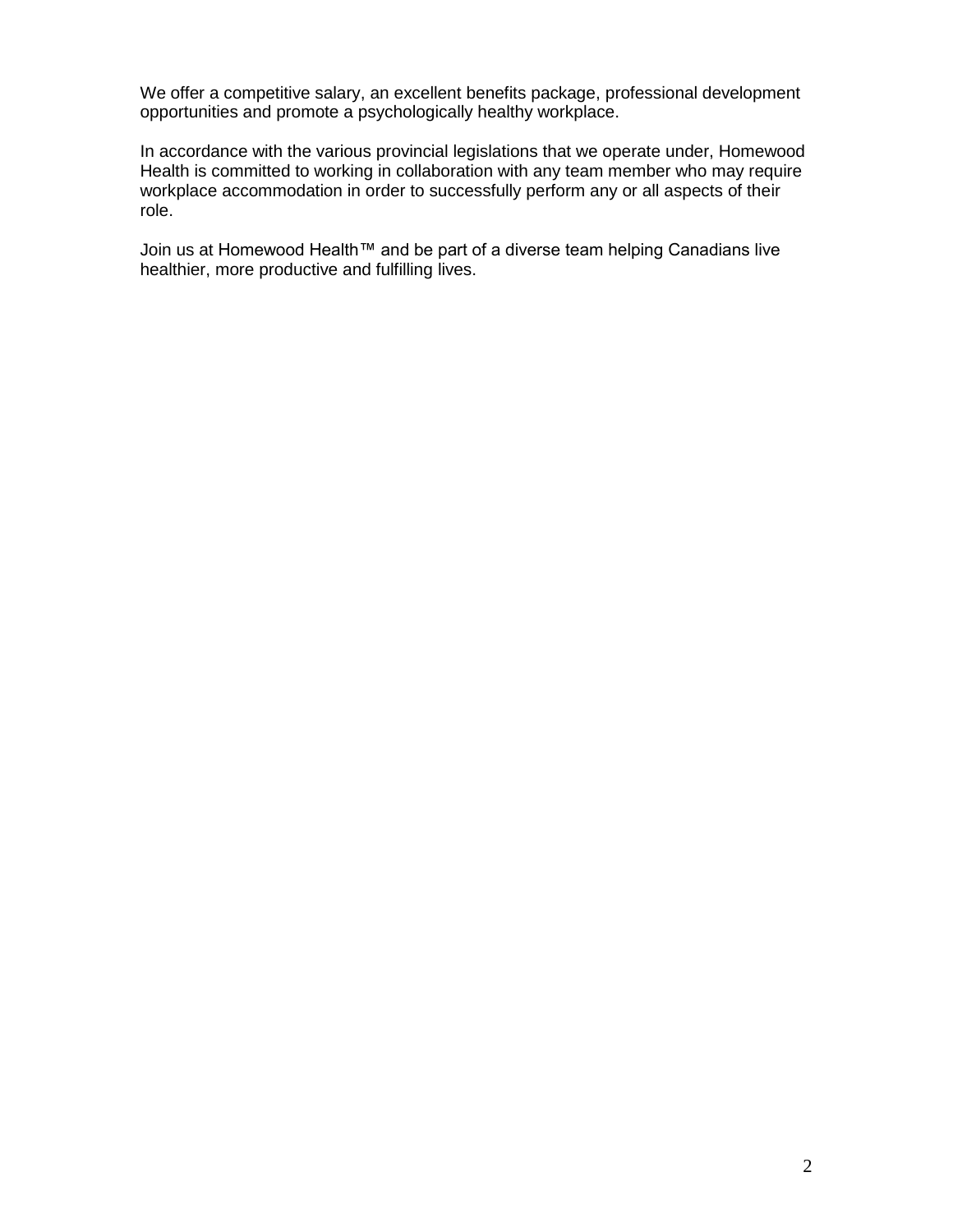We offer a competitive salary, an excellent benefits package, professional development opportunities and promote a psychologically healthy workplace.

In accordance with the various provincial legislations that we operate under, Homewood Health is committed to working in collaboration with any team member who may require workplace accommodation in order to successfully perform any or all aspects of their role.

Join us at Homewood Health™ and be part of a diverse team helping Canadians live healthier, more productive and fulfilling lives.